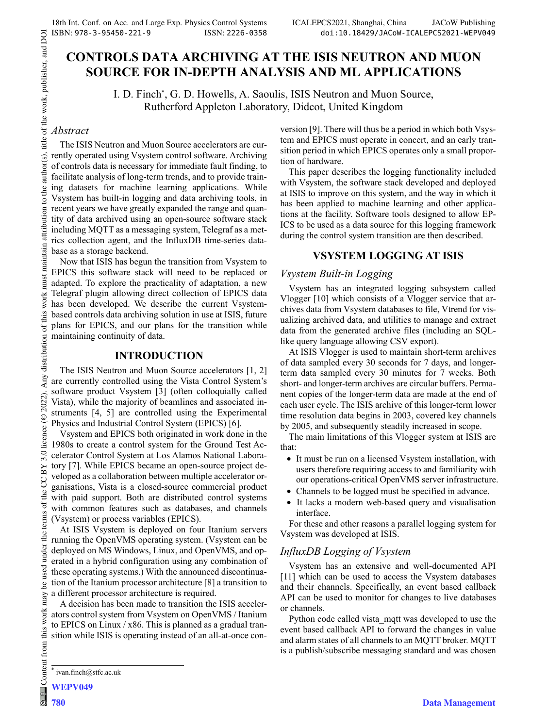# CONTROLS DATA ARCHIVING AT THE ISIS NEUTRON AND MUON SOURCE FOR IN-DEPTH ANALYSIS AND ML APPLICATIONS

I. D. Finch*, G. D. Howells, A. Saoulis, ISIS Neutron and Muon Source, Rutherford Appleton Laboratory, Didcot, United Kingdom

## *Abstract*

The ISIS Neutron and Muon Source accelerators are currently operated using Vsystem control software. Archiving of controls data is necessary for immediate fault finding, to facilitate analysis of long-term trends, and to provide training datasets for machine learning applications. While Vsystem has built-in logging and data archiving tools, in recent years we have greatly expanded the range and quantity of data archived using an open-source software stack including MQTT as a messaging system, Telegraf as a metrics collection agent, and the InfluxDB time-series database as a storage backend.

Now that ISIS has begun the transition from Vsystem to EPICS this software stack will need to be replaced or adapted. To explore the practicality of adaptation, a new Telegraf plugin allowing direct collection of EPICS data has been developed. We describe the current Vsystem-based controls data archiving solution in use at ISIS, future plans for EPICS, and our plans for the transition while maintaining continuity of data.

## INTRODUCTION

The ISIS Neutron and Muon Source accelerators [1, 2] are currently controlled using the Vista Control System's software product Vsystem [3] (often colloquially called Vista), while the majority of beamlines and associated instruments [4, 5] are controlled using the Experimental Physics and Industrial Control System (EPICS) [6].

Vsystem and EPICS both originated in work done in the 1980s to create a control system for the Ground Test Accelerator Control System at Los Alamos National Laboratory [7]. While EPICS became an open-source project developed as a collaboration between multiple accelerator organisations, Vista is a closed-source commercial product with paid support. Both are distributed control systems with common features such as databases, and channels (Vsystem) or process variables (EPICS).

At ISIS Vsystem is deployed on four Itanium servers running the OpenVMS operating system. (Vsystem can be deployed on MS Windows, Linux, and OpenVMS, and operated in a hybrid configuration using any combination of these operating systems.) With the announced discontinuation of the Itanium processor architecture [8] a transition to a different processor architecture is required.

A decision has been made to transition the ISIS accelerators control system from Vsystem on OpenVMS / Itanium to EPICS on Linux / x86. This is planned as a gradual transition while ISIS is operating instead of an all-at-once conversion [9]. There will thus be a period in which both Vsystem and EPICS must operate in concert, and an early transition period in which EPICS operates only a small proportion of hardware.

This paper describes the logging functionality included with Vsystem, the software stack developed and deployed at ISIS to improve on this system, and the way in which it has been applied to machine learning and other applications at the facility. Software tools designed to allow EPICS to be used as a data source for this logging framework during the control system transition are then described.

## VSYSTEM LOGGING AT ISIS

### *Vsystem Built-in Logging*

Vsystem has an integrated logging subsystem called Vlogger [10] which consists of a Vlogger service that archives data from Vsystem databases to file, Vtrend for visualizing archived data, and utilities to manage and extract data from the generated archive files (including an SQL-like query language allowing CSV export).

At ISIS Vlogger is used to maintain short-term archives of data sampled every 30 seconds for 7 days, and longer-term data sampled every 30 minutes for 7 weeks. Both short- and longer-term archives are circular buffers. Permanent copies of the longer-term data are made at the end of each user cycle. The ISIS archive of this longer-term lower time resolution data begins in 2003, covered key channels by 2005, and subsequently steadily increased in scope.

The main limitations of this Vlogger system at ISIS are that:

- It must be run on a licensed Vsystem installation, with users therefore requiring access to and familiarity with our operations-critical OpenVMS server infrastructure.
- Channels to be logged must be specified in advance.
- It lacks a modern web-based query and visualisation interface.

For these and other reasons a parallel logging system for Vsystem was developed at ISIS.

### *InfluxDB Logging of Vsystem*

Vsystem has an extensive and well-documented API [11] which can be used to access the Vsystem databases and their channels. Specifically, an event based callback API can be used to monitor for changes to live databases or channels.

Python code called vista_mqtt was developed to use the event based callback API to forward the changes in value and alarm states of all channels to an MQTT broker. MQTT is a publish/subscribe messaging standard and was chosen

* ivan.finch@stfc.ac.uk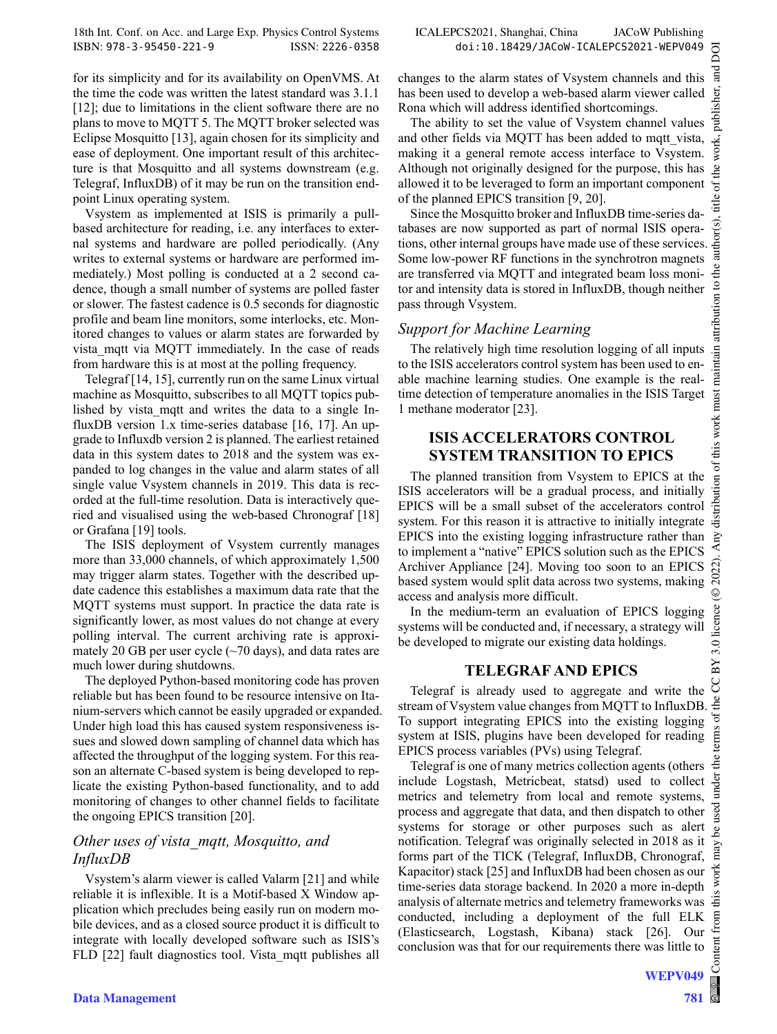for its simplicity and for its availability on OpenVMS. At the time the code was written the latest standard was 3.1.1 [12]; due to limitations in the client software there are no plans to move to MQTT 5. The MQTT broker selected was Eclipse Mosquitto [13], again chosen for its simplicity and ease of deployment. One important result of this architecture is that Mosquitto and all systems downstream (e.g. Telegraf, InfluxDB) of it may be run on the transition endpoint Linux operating system.

Vsystem as implemented at ISIS is primarily a pull-based architecture for reading, i.e. any interfaces to external systems and hardware are polled periodically. (Any writes to external systems or hardware are performed immediately.) Most polling is conducted at a 2 second cadence, though a small number of systems are polled faster or slower. The fastest cadence is 0.5 seconds for diagnostic profile and beam line monitors, some interlocks, etc. Monitored changes to values or alarm states are forwarded by vista_mqtt via MQTT immediately. In the case of reads from hardware this is at most at the polling frequency.

Telegraf [14, 15], currently run on the same Linux virtual machine as Mosquitto, subscribes to all MQTT topics published by vista_mqtt and writes the data to a single InfluxDB version 1.x time-series database [16, 17]. An upgrade to Influxdb version 2 is planned. The earliest retained data in this system dates to 2018 and the system was expanded to log changes in the value and alarm states of all single value Vsystem channels in 2019. This data is recorded at the full-time resolution. Data is interactively queried and visualised using the web-based Chronograf [18] or Grafana [19] tools.

The ISIS deployment of Vsystem currently manages more than 33,000 channels, of which approximately 1,500 may trigger alarm states. Together with the described update cadence this establishes a maximum data rate that the MQTT systems must support. In practice the data rate is significantly lower, as most values do not change at every polling interval. The current archiving rate is approximately 20 GB per user cycle (~70 days), and data rates are much lower during shutdowns.

The deployed Python-based monitoring code has proven reliable but has been found to be resource intensive on Itanium-servers which cannot be easily upgraded or expanded. Under high load this has caused system responsiveness issues and slowed down sampling of channel data which has affected the throughput of the logging system. For this reason an alternate C-based system is being developed to replicate the existing Python-based functionality, and to add monitoring of changes to other channel fields to facilitate the ongoing EPICS transition [20].

### *Other uses of vista_mqtt, Mosquitto, and InfluxDB*

Vsystem's alarm viewer is called Valarm [21] and while reliable it is inflexible. It is a Motif-based X Window application which precludes being easily run on modern mobile devices, and as a closed source product it is difficult to integrate with locally developed software such as ISIS's FLD [22] fault diagnostics tool. Vista_mqtt publishes all changes to the alarm states of Vsystem channels and this has been used to develop a web-based alarm viewer called Rona which will address identified shortcomings.

The ability to set the value of Vsystem channel values and other fields via MQTT has been added to mqtt_vista, making it a general remote access interface to Vsystem. Although not originally designed for the purpose, this has allowed it to be leveraged to form an important component of the planned EPICS transition [9, 20].

Since the Mosquitto broker and InfluxDB time-series databases are now supported as part of normal ISIS operations, other internal groups have made use of these services. Some low-power RF functions in the synchrotron magnets are transferred via MQTT and integrated beam loss monitor and intensity data is stored in InfluxDB, though neither pass through Vsystem.

### *Support for Machine Learning*

The relatively high time resolution logging of all inputs to the ISIS accelerators control system has been used to enable machine learning studies. One example is the real-time detection of temperature anomalies in the ISIS Target 1 methane moderator [23].

## ISIS ACCELERATORS CONTROL SYSTEM TRANSITION TO EPICS

The planned transition from Vsystem to EPICS at the ISIS accelerators will be a gradual process, and initially EPICS will be a small subset of the accelerators control system. For this reason it is attractive to initially integrate EPICS into the existing logging infrastructure rather than to implement a "native" EPICS solution such as the EPICS Archiver Appliance [24]. Moving too soon to an EPICS based system would split data across two systems, making access and analysis more difficult.

In the medium-term an evaluation of EPICS logging systems will be conducted and, if necessary, a strategy will be developed to migrate our existing data holdings.

## TELEGRAF AND EPICS

Telegraf is already used to aggregate and write the stream of Vsystem value changes from MQTT to InfluxDB. To support integrating EPICS into the existing logging system at ISIS, plugins have been developed for reading EPICS process variables (PVs) using Telegraf.

Telegraf is one of many metrics collection agents (others include Logstash, Metricbeat, statsd) used to collect metrics and telemetry from local and remote systems, process and aggregate that data, and then dispatch to other systems for storage or other purposes such as alert notification. Telegraf was originally selected in 2018 as it forms part of the TICK (Telegraf, InfluxDB, Chronograf, Kapacitor) stack [25] and InfluxDB had been chosen as our time-series data storage backend. In 2020 a more in-depth analysis of alternate metrics and telemetry frameworks was conducted, including a deployment of the full ELK (Elasticsearch, Logstash, Kibana) stack [26]. Our conclusion was that for our requirements there was little to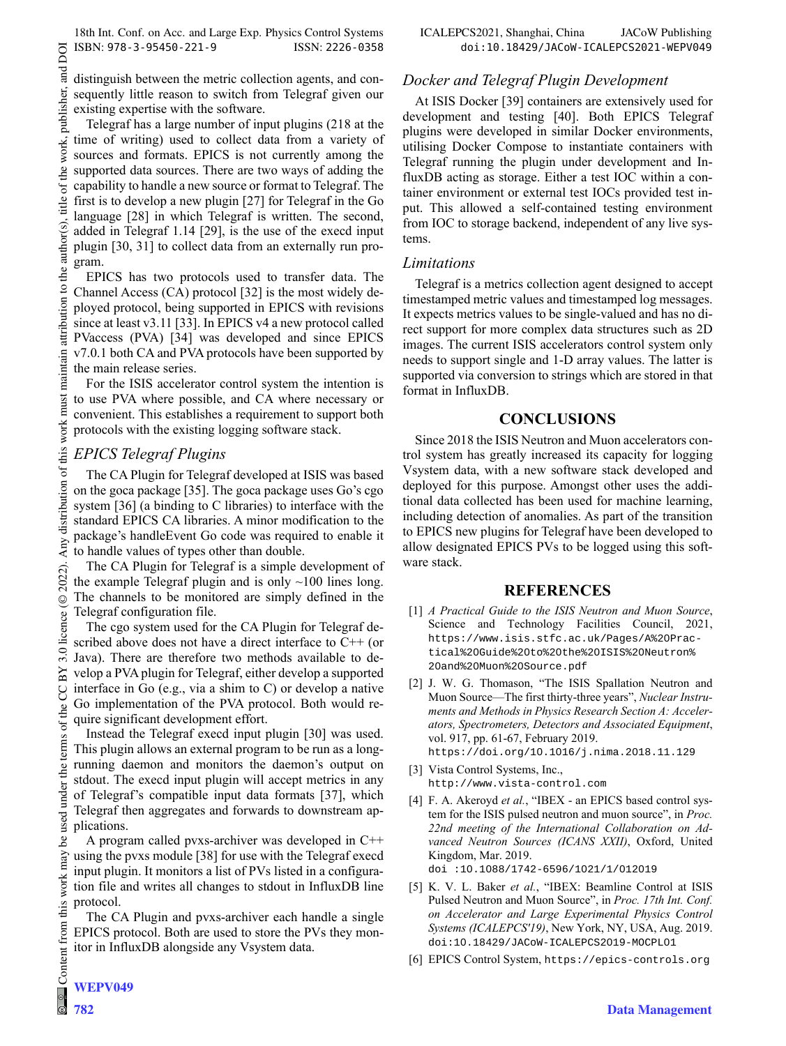distinguish between the metric collection agents, and consequently little reason to switch from Telegraf given our existing expertise with the software.

Telegraf has a large number of input plugins (218 at the time of writing) used to collect data from a variety of sources and formats. EPICS is not currently among the supported data sources. There are two ways of adding the capability to handle a new source or format to Telegraf. The first is to develop a new plugin [27] for Telegraf in the Go language [28] in which Telegraf is written. The second, added in Telegraf 1.14 [29], is the use of the execd input plugin [30, 31] to collect data from an externally run program.

EPICS has two protocols used to transfer data. The Channel Access (CA) protocol [32] is the most widely deployed protocol, being supported in EPICS with revisions since at least v3.11 [33]. In EPICS v4 a new protocol called PVaccess (PVA) [34] was developed and since EPICS v7.0.1 both CA and PVA protocols have been supported by the main release series.

For the ISIS accelerator control system the intention is to use PVA where possible, and CA where necessary or convenient. This establishes a requirement to support both protocols with the existing logging software stack.

### *EPICS Telegraf Plugins*

The CA Plugin for Telegraf developed at ISIS was based on the goca package [35]. The goca package uses Go's cgo system [36] (a binding to C libraries) to interface with the standard EPICS CA libraries. A minor modification to the package's handleEvent Go code was required to enable it to handle values of types other than double.

The CA Plugin for Telegraf is a simple development of the example Telegraf plugin and is only ~100 lines long. The channels to be monitored are simply defined in the Telegraf configuration file.

The cgo system used for the CA Plugin for Telegraf described above does not have a direct interface to C++ (or Java). There are therefore two methods available to develop a PVA plugin for Telegraf, either develop a supported interface in Go (e.g., via a shim to C) or develop a native Go implementation of the PVA protocol. Both would require significant development effort.

Instead the Telegraf execd input plugin [30] was used. This plugin allows an external program to be run as a long-running daemon and monitors the daemon's output on stdout. The execd input plugin will accept metrics in any of Telegraf's compatible input data formats [37], which Telegraf then aggregates and forwards to downstream applications.

A program called pvxs-archiver was developed in C++ using the pvxs module [38] for use with the Telegraf execd input plugin. It monitors a list of PVs listed in a configuration file and writes all changes to stdout in InfluxDB line protocol.

The CA Plugin and pvxs-archiver each handle a single EPICS protocol. Both are used to store the PVs they monitor in InfluxDB alongside any Vsystem data.

### *Docker and Telegraf Plugin Development*

At ISIS Docker [39] containers are extensively used for development and testing [40]. Both EPICS Telegraf plugins were developed in similar Docker environments, utilising Docker Compose to instantiate containers with Telegraf running the plugin under development and InfluxDB acting as storage. Either a test IOC within a container environment or external test IOCs provided test input. This allowed a self-contained testing environment from IOC to storage backend, independent of any live systems.

### *Limitations*

Telegraf is a metrics collection agent designed to accept timestamped metric values and timestamped log messages. It expects metrics values to be single-valued and has no direct support for more complex data structures such as 2D images. The current ISIS accelerators control system only needs to support single and 1-D array values. The latter is supported via conversion to strings which are stored in that format in InfluxDB.

## CONCLUSIONS

Since 2018 the ISIS Neutron and Muon accelerators control system has greatly increased its capacity for logging Vsystem data, with a new software stack developed and deployed for this purpose. Amongst other uses the additional data collected has been used for machine learning, including detection of anomalies. As part of the transition to EPICS new plugins for Telegraf have been developed to allow designated EPICS PVs to be logged using this software stack.

## REFERENCES

[1] *A Practical Guide to the ISIS Neutron and Muon Source*, Science and Technology Facilities Council, 2021, https://www.isis.stfc.ac.uk/Pages/A%20Practical%20Guide%20to%20the%20ISIS%20Neutron%20and%20Muon%20Source.pdf

[2] J. W. G. Thomason, "The ISIS Spallation Neutron and Muon Source—The first thirty-three years", *Nuclear Instruments and Methods in Physics Research Section A: Accelerators, Spectrometers, Detectors and Associated Equipment*, vol. 917, pp. 61-67, February 2019. https://doi.org/10.1016/j.nima.2018.11.129

[3] Vista Control Systems, Inc., http://www.vista-control.com

[4] F. A. Akeroyd *et al.*, "IBEX - an EPICS based control system for the ISIS pulsed neutron and muon source", in *Proc. 22nd meeting of the International Collaboration on Advanced Neutron Sources (ICANS XXII)*, Oxford, United Kingdom, Mar. 2019. doi :10.1088/1742-6596/1021/1/012019

[5] K. V. L. Baker *et al.*, "IBEX: Beamline Control at ISIS Pulsed Neutron and Muon Source", in *Proc. 17th Int. Conf. on Accelerator and Large Experimental Physics Control Systems (ICALEPCS'19)*, New York, NY, USA, Aug. 2019. doi:10.18429/JACoW-ICALEPCS2019-MOCPL01

[6] EPICS Control System, https://epics-controls.org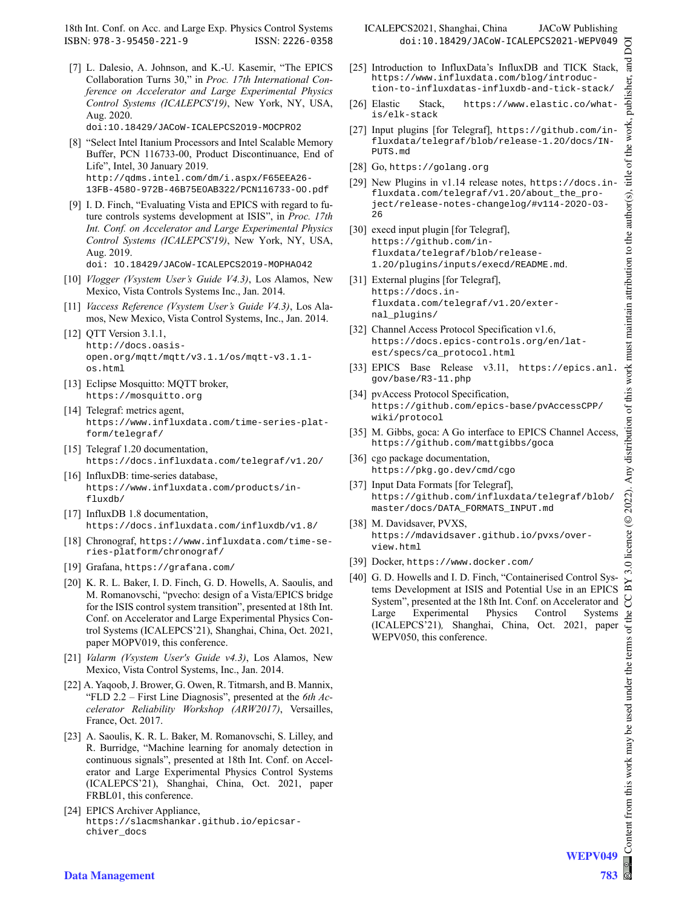[7] L. Dalesio, A. Johnson, and K.-U. Kasemir, "The EPICS Collaboration Turns 30," in *Proc. 17th International Conference on Accelerator and Large Experimental Physics Control Systems (ICALEPCS'19)*, New York, NY, USA, Aug. 2020. doi:10.18429/JACoW-ICALEPCS2019-MOCPR02

[8] "Select Intel Itanium Processors and Intel Scalable Memory Buffer, PCN 116733-00, Product Discontinuance, End of Life", Intel, 30 January 2019. http://qdms.intel.com/dm/i.aspx/F65EEA26-13FB-4580-972B-46B75E0AB322/PCN116733-00.pdf

[9] I. D. Finch, "Evaluating Vista and EPICS with regard to future controls systems development at ISIS", in *Proc. 17th Int. Conf. on Accelerator and Large Experimental Physics Control Systems (ICALEPCS'19)*, New York, NY, USA, Aug. 2019. doi: 10.18429/JACoW-ICALEPCS2019-MOPHA042

[10] *Vlogger (Vsystem User's Guide V4.3)*, Los Alamos, New Mexico, Vista Controls Systems Inc., Jan. 2014.

[11] *Vaccess Reference (Vsystem User's Guide V4.3)*, Los Alamos, New Mexico, Vista Control Systems, Inc., Jan. 2014.

[12] QTT Version 3.1.1, http://docs.oasis-open.org/mqtt/mqtt/v3.1.1/os/mqtt-v3.1.1-os.html

[13] Eclipse Mosquitto: MQTT broker, https://mosquitto.org

[14] Telegraf: metrics agent, https://www.influxdata.com/time-series-platform/telegraf/

[15] Telegraf 1.20 documentation, https://docs.influxdata.com/telegraf/v1.20/

[16] InfluxDB: time-series database, https://www.influxdata.com/products/influxdb/

[17] InfluxDB 1.8 documentation, https://docs.influxdata.com/influxdb/v1.8/

[18] Chronograf, https://www.influxdata.com/time-series-platform/chronograf/

[19] Grafana, https://grafana.com/

[20] K. R. L. Baker, I. D. Finch, G. D. Howells, A. Saoulis, and M. Romanovschi, "pvecho: design of a Vista/EPICS bridge for the ISIS control system transition", presented at 18th Int. Conf. on Accelerator and Large Experimental Physics Control Systems (ICALEPCS'21), Shanghai, China, Oct. 2021, paper MOPV019, this conference.

[21] *Valarm (Vsystem User's Guide v4.3)*, Los Alamos, New Mexico, Vista Control Systems, Inc., Jan. 2014.

[22] A. Yaqoob, J. Brower, G. Owen, R. Titmarsh, and B. Mannix, "FLD 2.2 – First Line Diagnosis", presented at the *6th Accelerator Reliability Workshop (ARW2017)*, Versailles, France, Oct. 2017.

[23] A. Saoulis, K. R. L. Baker, M. Romanovschi, S. Lilley, and R. Burridge, "Machine learning for anomaly detection in continuous signals", presented at 18th Int. Conf. on Accelerator and Large Experimental Physics Control Systems (ICALEPCS'21), Shanghai, China, Oct. 2021, paper FRBL01, this conference.

[24] EPICS Archiver Appliance, https://slacmshankar.github.io/epicsarchiver_docs

[25] Introduction to InfluxData's InfluxDB and TICK Stack, https://www.influxdata.com/blog/introduction-to-influxdatas-influxdb-and-tick-stack/

[26] Elastic Stack, https://www.elastic.co/what-is/elk-stack

[27] Input plugins [for Telegraf], https://github.com/influxdata/telegraf/blob/release-1.20/docs/INPUTS.md

[28] Go, https://golang.org

[29] New Plugins in v1.14 release notes, https://docs.influxdata.com/telegraf/v1.20/about_the_project/release-notes-changelog/#v114-2020-03-26

[30] execd input plugin [for Telegraf], https://github.com/influxdata/telegraf/blob/release-1.20/plugins/inputs/execd/README.md.

[31] External plugins [for Telegraf], https://docs.influxdata.com/telegraf/v1.20/external_plugins/

[32] Channel Access Protocol Specification v1.6, https://docs.epics-controls.org/en/latest/specs/ca_protocol.html

[33] EPICS Base Release v3.11, https://epics.anl.gov/base/R3-11.php

[34] pvAccess Protocol Specification, https://github.com/epics-base/pvAccessCPP/wiki/protocol

[35] M. Gibbs, goca: A Go interface to EPICS Channel Access, https://github.com/mattgibbs/goca

[36] cgo package documentation, https://pkg.go.dev/cmd/cgo

[37] Input Data Formats [for Telegraf], https://github.com/influxdata/telegraf/blob/master/docs/DATA_FORMATS_INPUT.md

[38] M. Davidsaver, PVXS, https://mdavidsaver.github.io/pvxs/overview.html

[39] Docker, https://www.docker.com/

[40] G. D. Howells and I. D. Finch, "Containerised Control Systems Development at ISIS and Potential Use in an EPICS System", presented at the 18th Int. Conf. on Accelerator and Large Experimental Physics Control Systems (ICALEPCS'21), Shanghai, China, Oct. 2021, paper WEPV050, this conference.